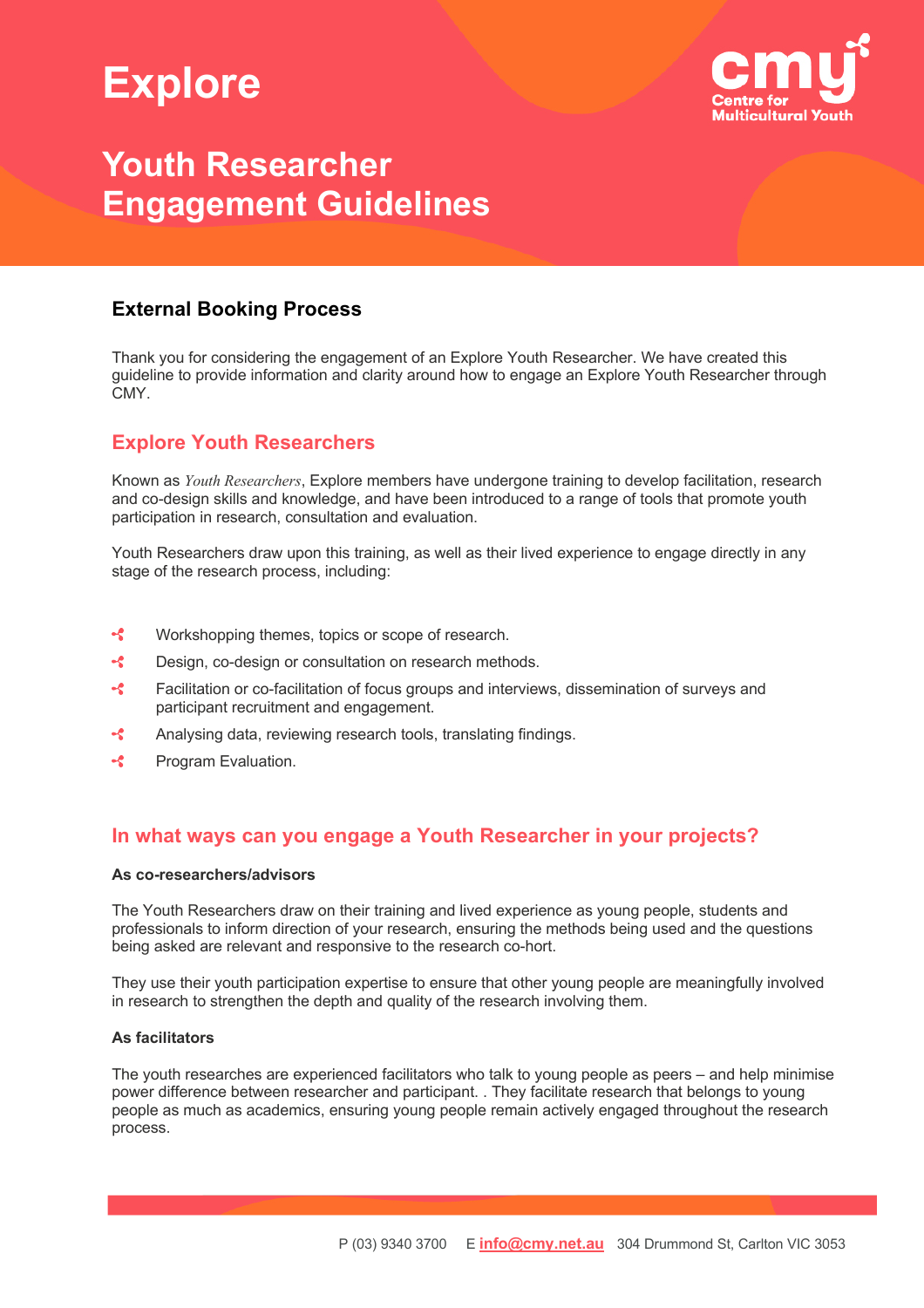# Explore

## Youth Researcher Engagement Guidelines

### External Booking Process

Thank you for considering the engagement of an Explore Youth Researcher. We have created this guideline to provide information and clarity around how to engage an Explore Youth Researcher through CMY.

## Explore Youth Researchers

Known as *Youth Researchers*, Explore members have undergone training to develop facilitation, research and co-design skills and knowledge, and have been introduced to a range of tools that promote youth participation in research, consultation and evaluation.

Youth Researchers draw upon this training, as well as their lived experience to engage directly in any stage of the research process, including:

- Workshopping themes, topics or scope of research.
- Design, co-design or consultation on research methods.
- Facilitation or co-facilitation of focus groups and interviews, dissemination of surveys and participant recruitment and engagement.
- Analysing data, reviewing research tools, translating findings.
- Program Evaluation.

## In what ways can you engage a Youth Researcher in your projects?

**As co-researchers/advisors**

The Youth Researchers draw on their training and lived experience as young people, students and professionals to inform direction of your research, ensuring the methods being used and the questions being asked are relevant and responsive to the research co-hort.

They use their youth participation expertise to ensure that other young people are meaningfully involved in research to strengthen the depth and quality of the research involving them.

**As facilitators**

The youth researches are experienced facilitators who talk to young people as peers – and help minimise power difference between researcher and participant. . They facilitate research that belongs to young people as much as academics, ensuring young people remain actively engaged throughout the research process.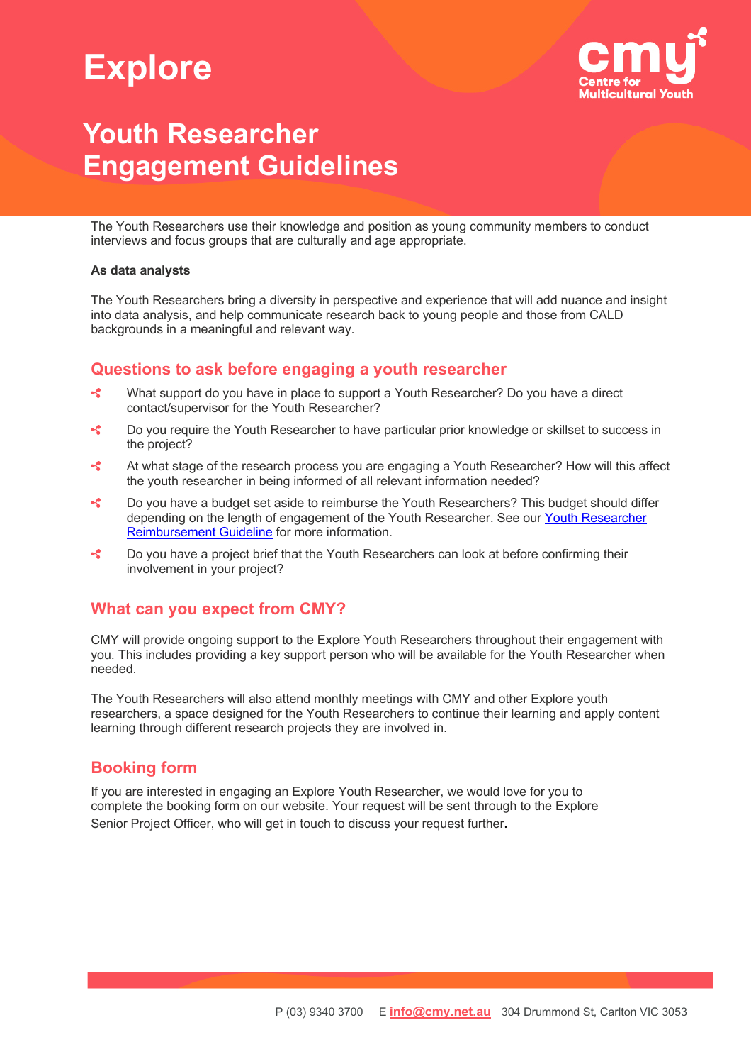# Explore

## Youth Researcher Engagement Guidelines

The Youth Researchers use their knowledge and position as young community members to conduct interviews and focus groups that are culturally and age appropriate.

**As data analysts**

The Youth Researchers bring a diversity in perspective and experience that will add nuance and insight into data analysis, and help communicate research back to young people and those from CALD backgrounds in a meaningful and relevant way.

## Questions to ask before engaging a youth researcher

- What support do you have in place to support a Youth Researcher? Do you have a direct contact/supervisor for the Youth Researcher?
- Do you require the Youth Researcher to have particular prior knowledge or skillset to success in the project?
- At what stage of the research process you are engaging a Youth Researcher? How will this affect the youth researcher in being informed of all relevant information needed?
- Do you have a budget set aside to reimburse the Youth Researchers? This budget should differ depending on the length of engagement of the Youth Researcher. See our Youth Researcher Reimbursement Guideline for more information.
- Do you have a project brief that the Youth Researchers can look at before confirming their involvement in your project?

## What can you expect from CMY?

CMY will provide ongoing support to the Explore Youth Researchers throughout their engagement with you. This includes providing a key support person who will be available for the Youth Researcher when needed.

The Youth Researchers will also attend monthly meetings with CMY and other Explore youth researchers, a space designed for the Youth Researchers to continue their learning and apply content learning through different research projects they are involved in.

## Booking form

If you are interested in engaging an Explore Youth Researcher, we would love for you to complete the booking form on our website. Your request will be sent through to the Explore Senior Project Officer, who will get in touch to discuss your request further.

P (03) 9340 3700 E info@cmy.net.au 304 Drummond St, Carlton VIC 3053